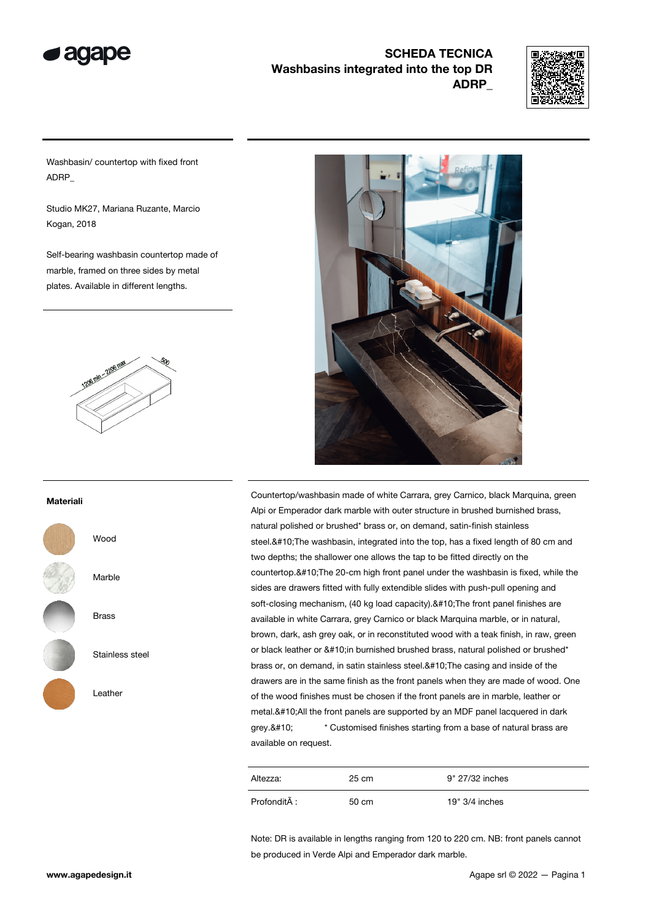# SCHEDA TECNICA
## Washbasins integrated into the top DR
## ADRP_

Washbasin/ countertop with fixed front ADRP_

Studio MK27, Mariana Ruzante, Marcio Kogan, 2018

Self-bearing washbasin countertop made of marble, framed on three sides by metal plates. Available in different lengths.

1206 min - 2206 max

500

### Materiali

- Wood
- Marble
- Brass
- Stainless steel
- Leather

Countertop/washbasin made of white Carrara, grey Carnico, black Marquina, green Alpi or Emperador dark marble with outer structure in brushed burnished brass, natural polished or brushed* brass or, on demand, satin-finish stainless steel.&#10;The washbasin, integrated into the top, has a fixed length of 80 cm and two depths; the shallower one allows the tap to be fitted directly on the countertop.&#10;The 20-cm high front panel under the washbasin is fixed, while the sides are drawers fitted with fully extendible slides with push-pull opening and soft-closing mechanism, (40 kg load capacity).&#10;The front panel finishes are available in white Carrara, grey Carnico or black Marquina marble, or in natural, brown, dark, ash grey oak, or in reconstituted wood with a teak finish, in raw, green or black leather or &#10;in burnished brushed brass, natural polished or brushed* brass or, on demand, in satin stainless steel.&#10;The casing and inside of the drawers are in the same finish as the front panels when they are made of wood. One of the wood finishes must be chosen if the front panels are in marble, leather or metal.&#10;All the front panels are supported by an MDF panel lacquered in dark grey.&#10; * Customised finishes starting from a base of natural brass are available on request.

| | | |
|---|---|---|
| Altezza: | 25 cm | 9" 27/32 inches |
| ProfonditÃ : | 50 cm | 19" 3/4 inches |

Note: DR is available in lengths ranging from 120 to 220 cm. NB: front panels cannot be produced in Verde Alpi and Emperador dark marble.

www.agapedesign.it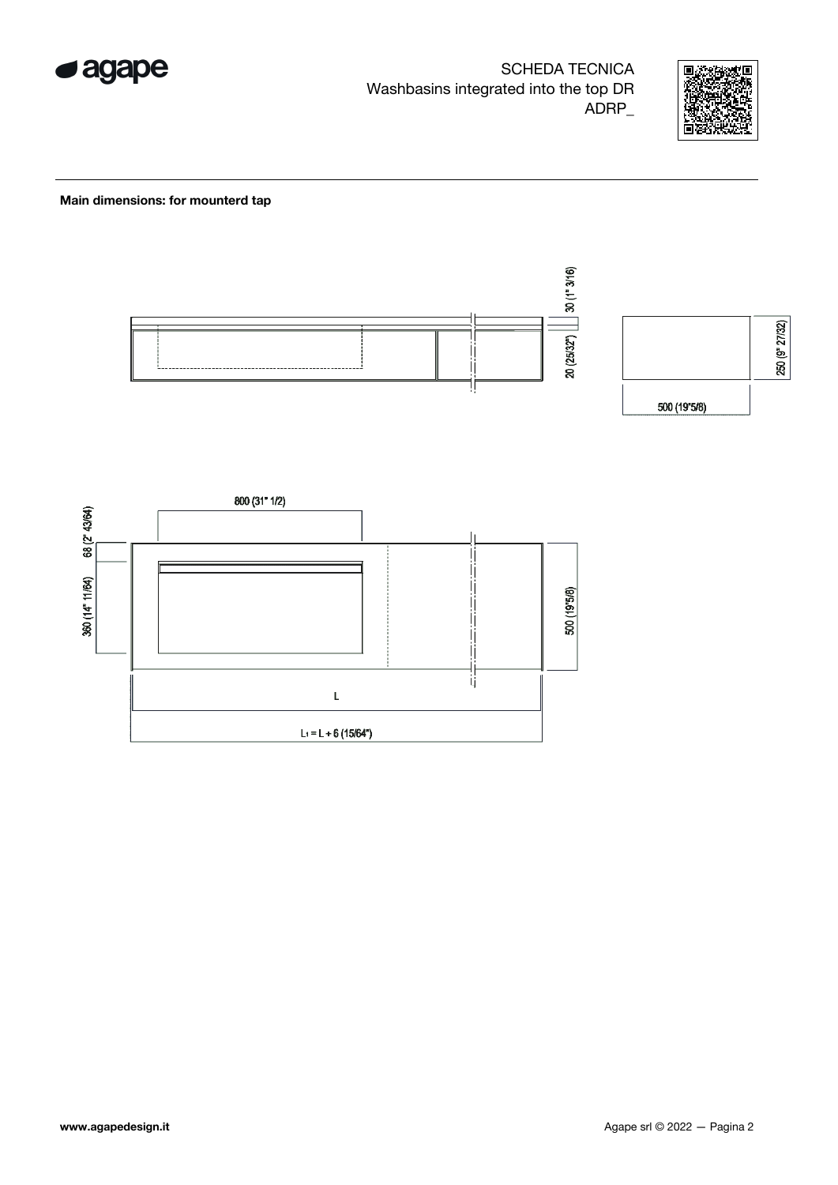SCHEDA TECNICA
Washbasins integrated into the top DR
ADRP_

**Main dimensions: for mounterd tap**

30 (1" 3/16)

20 (25/32")

250 (9" 27/32)

500 (19"5/8)

800 (31" 1/2)

68 (2" 43/64)

360 (14" 11/64)

500 (19"5/8)

L

$L_1$ = L + 6 (15/64")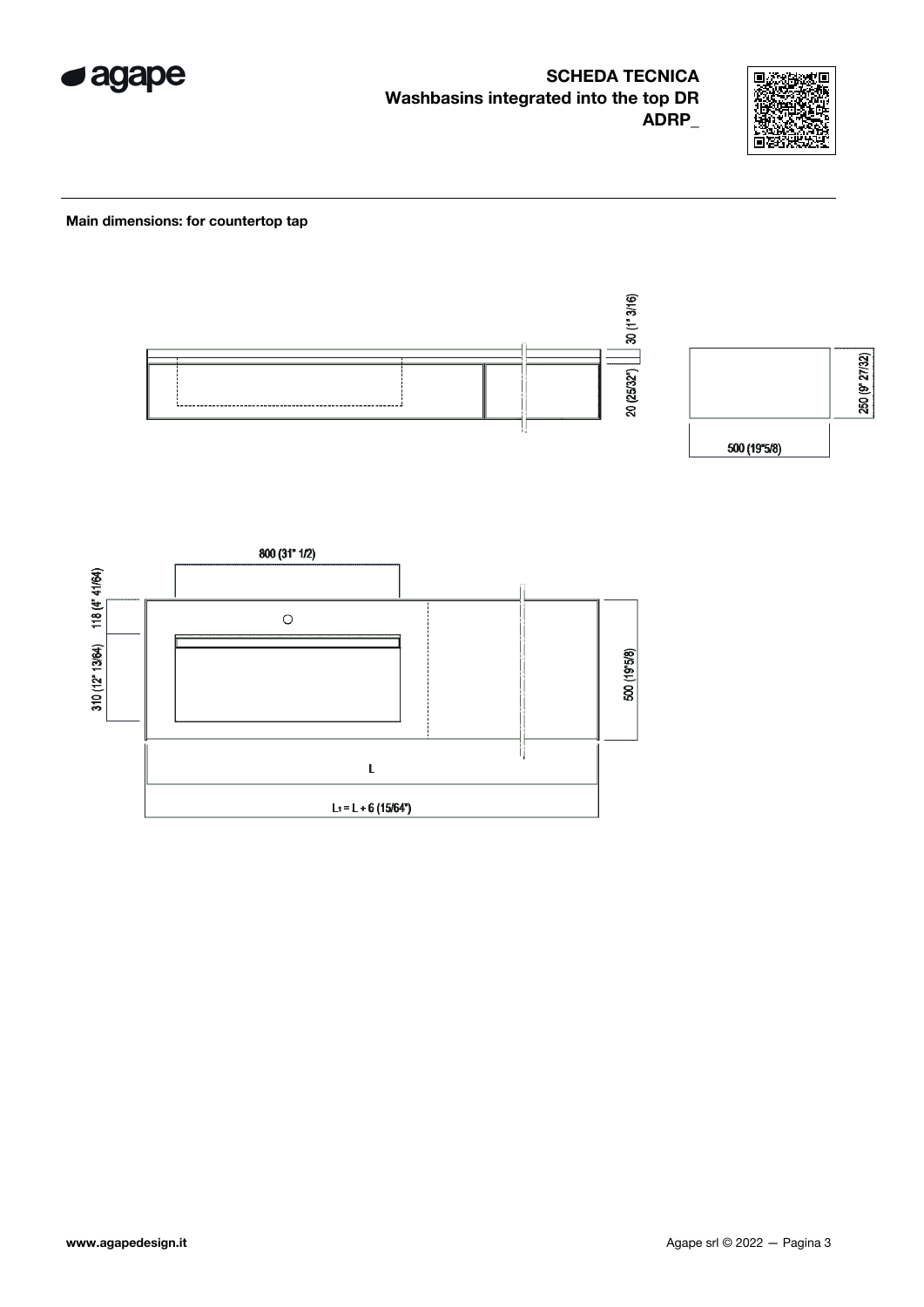**SCHEDA TECNICA**
**Washbasins integrated into the top DR**
**ADRP_**

**Main dimensions: for countertop tap**

30 (1" 3/16)

20 (25/32")

250 (9" 27/32)

500 (19"5/8)

800 (31" 1/2)

118 (4" 41/64)

310 (12" 13/64)

500 (19"5/8)

L

$L_1 = L + 6$ (15/64")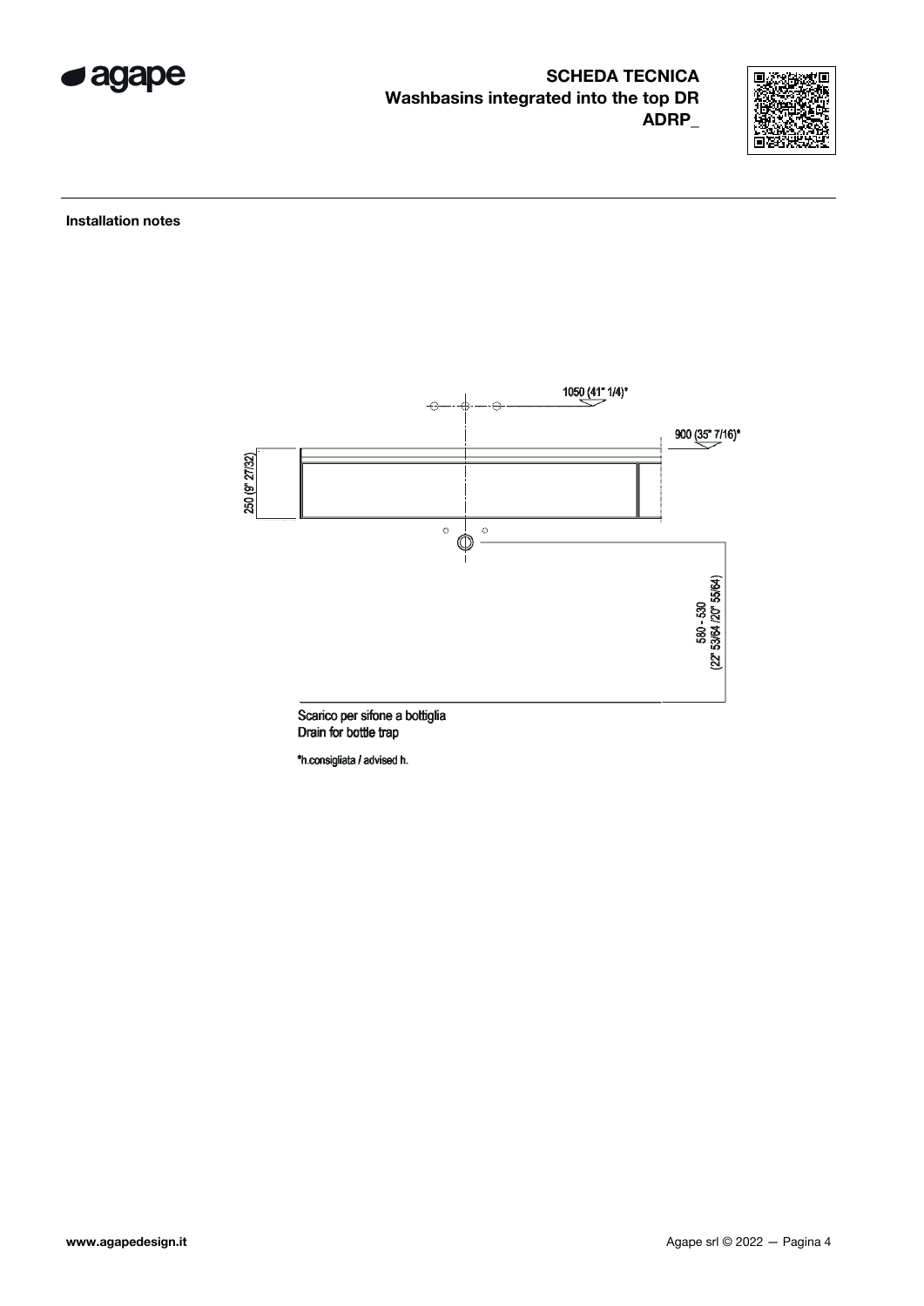# SCHEDA TECNICA
## Washbasins integrated into the top DR
## ADRP_

**Installation notes**

1050 (41" 1/4)*

900 (35" 7/16)*

250 (9" 27/32)

580 - 530 (22" 53/64 /20" 55/64)

Scarico per sifone a bottiglia
Drain for bottle trap

*h.consigliata / advised h.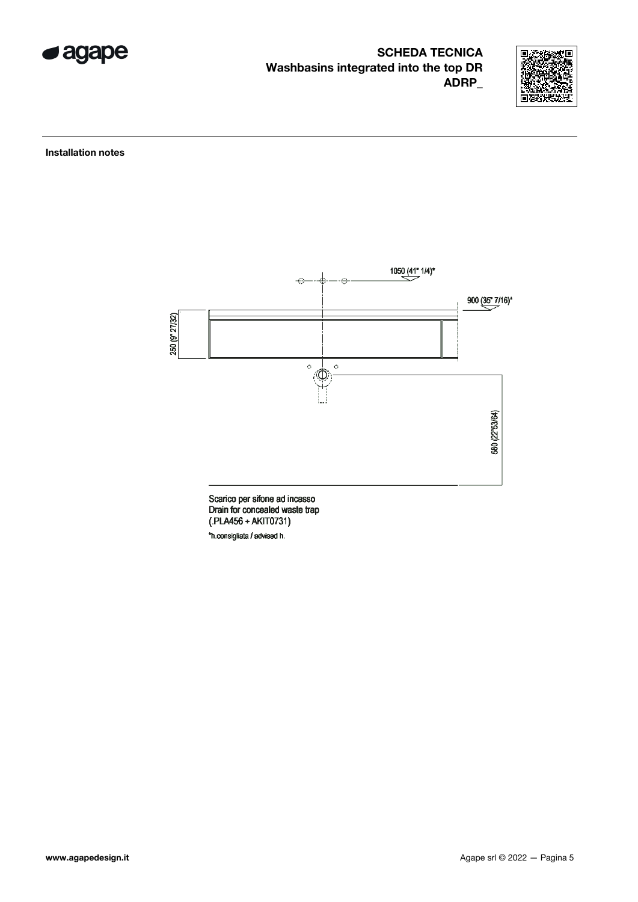**SCHEDA TECNICA**
**Washbasins integrated into the top DR**
**ADRP_**

**Installation notes**

1050 (41" 1/4)*

900 (35" 7/16)*

250 (9" 27/32)

580 (22"53/64)

Scarico per sifone ad incasso
Drain for concealed waste trap
(.PLA456 + AKIT0731)

*h.consigliata / advised h.

www.agapedesign.it

Agape srl © 2022 — Pagina 5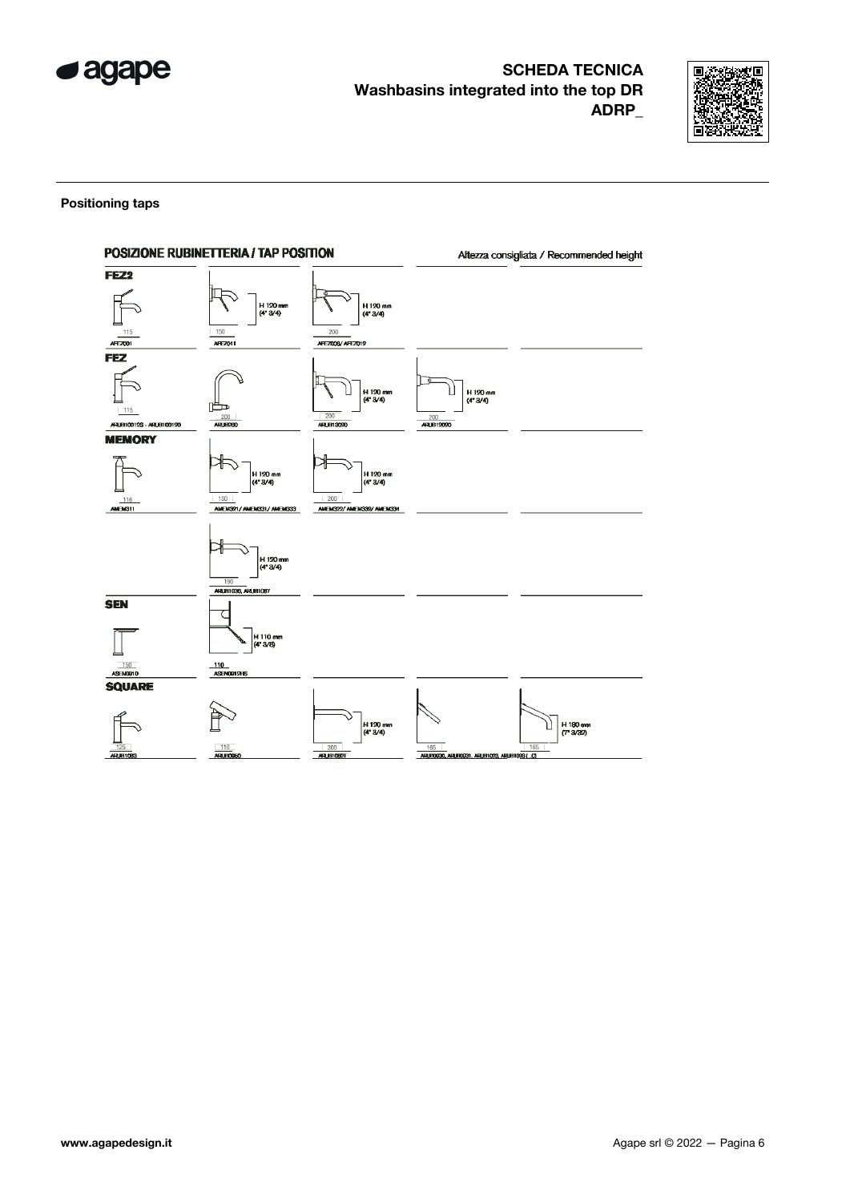**SCHEDA TECNICA**
**Washbasins integrated into the top DR**
**ADRP_**

**Positioning taps**

**POSIZIONE RUBINETTERIA / TAP POSITION**

Altezza consigliata / Recommended height

**FEZ2**

| | | | | |
|---|---|---|---|---|
| 115 AFEZ001 | H 120 mm (4" 3/4) 150 AFEZ011 | H 120 mm (4" 3/4) 200 AFEZ006/ AFEZ012 | | |

**FEZ**

| | | | | |
|---|---|---|---|---|
| 115 ARUB1001SS - ARUB1001SO | 200 ARUB1030 | H 120 mm (4" 3/4) 200 ARUB1030 | H 120 mm (4" 3/4) 200 ARUB1030 | |

**MEMORY**

| | | | | |
|---|---|---|---|---|
| 116 AMEM311 | H 120 mm (4" 3/4) 150 AMEM321/ AMEM331/ AMEM333 | H 120 mm (4" 3/4) 200 AMEM322/ AMEM332/ AMEM334 | | |
| | H 120 mm (4" 3/4) 190 ARUB1036, ARUB1037 | | | |

**SEN**

| | | | | |
|---|---|---|---|---|
| 150 ASEN0010 | H 110 mm (4" 3/8) 110 ASEN0015HS | | | |

**SQUARE**

| | | | | |
|---|---|---|---|---|
| 125 ARUB1083 | 110 ARUB0950 | H 120 mm (4" 3/4) 200 ARUB1087 | 165 ARUB0930, ARUB0931, ARUB1073, ARUB1093 | H 180 mm (7" 3/32) 165 |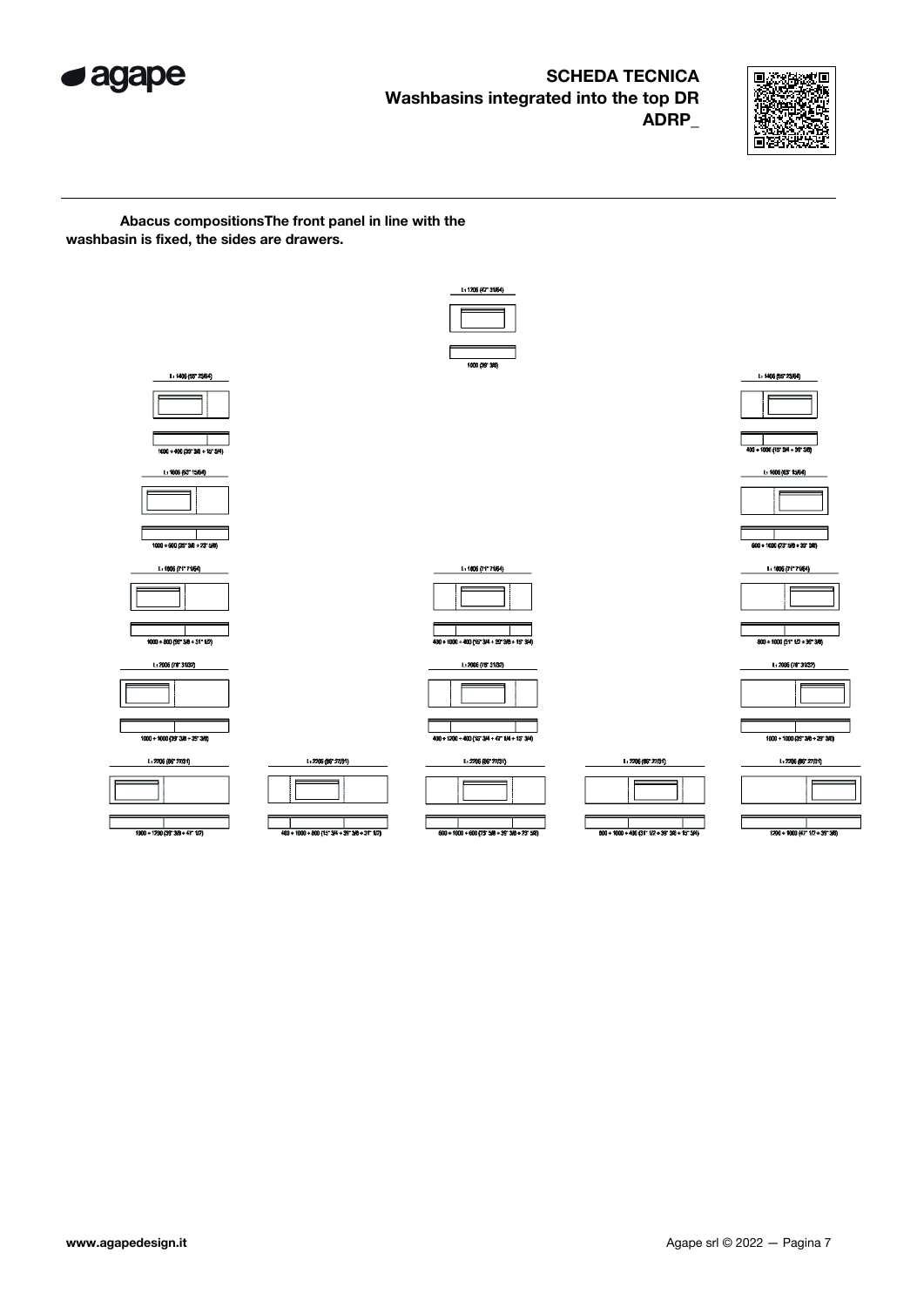**Abacus compositionsThe front panel in line with the washbasin is fixed, the sides are drawers.**

L: 1206 (47" 31/64)

1000 (39" 3/8)

L: 1406 (55" 23/64)

1000 + 400 (39" 3/8 + 15" 3/4)

L: 1406 (55" 23/64)

400 + 1000 (15" 3/4 + 39" 3/8)

L: 1606 (63" 15/64)

1000 + 600 (39" 3/8 + 23" 5/8)

L: 1606 (63" 15/64)

600 + 1000 (23" 5/8 + 39" 3/8)

L: 1806 (71" 7/64)

1000 + 800 (39" 3/8 + 31" 1/2)

L: 1806 (71" 7/64)

400 + 1000 + 400 (15" 3/4 + 39" 3/8 + 15" 3/4)

L: 1806 (71" 7/64)

800 + 1000 (31" 1/2 + 39" 3/8)

L: 2006 (78" 31/32)

1000 + 1000 (39" 3/8 + 39" 3/8)

L: 2006 (78" 31/32)

400 + 1200 + 400 (15" 3/4 + 47" 1/4 + 15" 3/4)

L: 2006 (78" 31/32)

1000 + 1000 (39" 3/8 + 39" 3/8)

L: 2206 (86" 27/31)

1000 + 1200 (39" 3/8 + 47" 1/2)

L: 2206 (86" 27/31)

400 + 1000 + 800 (15" 3/4 + 39" 3/8 + 31" 1/2)

L: 2206 (86" 27/31)

600 + 1000 + 600 (23" 5/8 + 39" 3/8 + 23" 5/8)

L: 2206 (86" 27/31)

800 + 1000 + 400 (31" 1/2 + 39" 3/8 + 15" 3/4)

L: 2206 (86" 27/31)

1200 + 1000 (47" 1/2 + 39" 3/8)